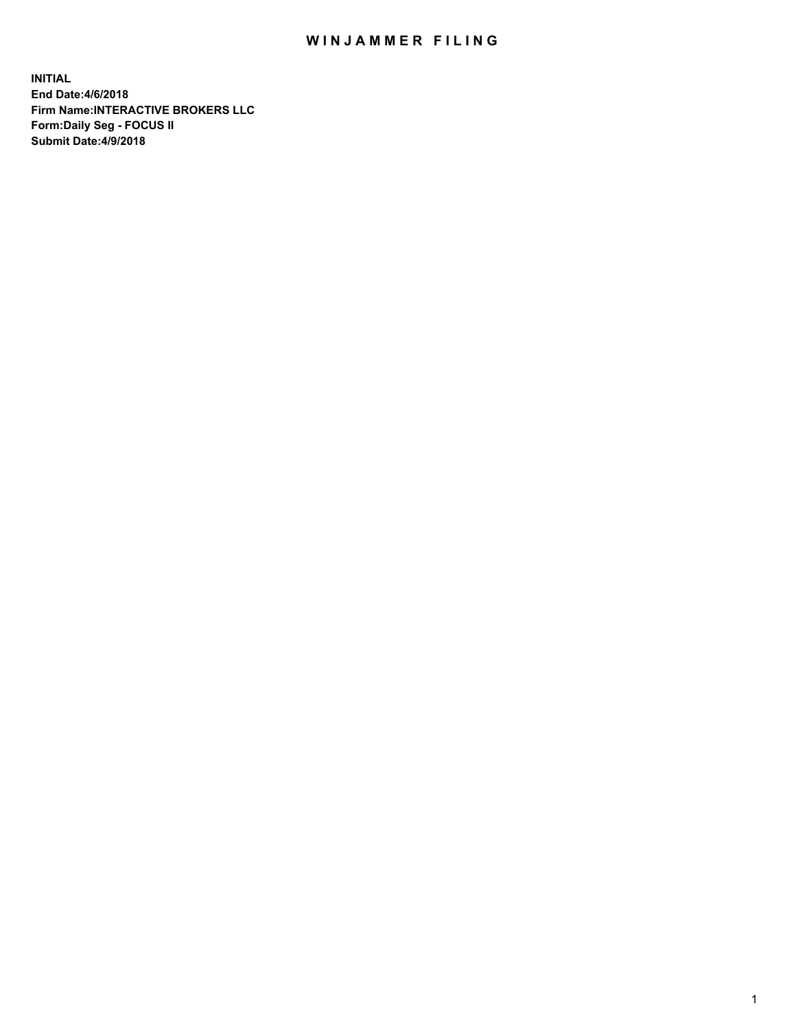# WINJAMMER FILING

**INITIAL**
**End Date:4/6/2018**
**Firm Name:INTERACTIVE BROKERS LLC**
**Form:Daily Seg - FOCUS II**
**Submit Date:4/9/2018**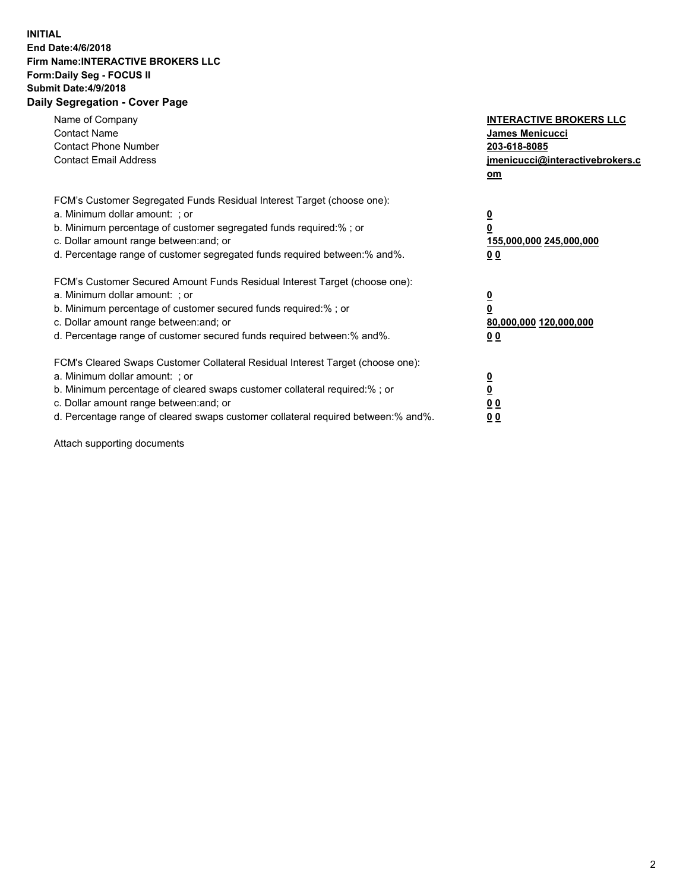**INITIAL**
**End Date:4/6/2018**
**Firm Name:INTERACTIVE BROKERS LLC**
**Form:Daily Seg - FOCUS II**
**Submit Date:4/9/2018**

## Daily Segregation - Cover Page

| | |
|---|---|
| Name of Company | **INTERACTIVE BROKERS LLC** |
| Contact Name | **James Menicucci** |
| Contact Phone Number | **203-618-8085** |
| Contact Email Address | **jmenicucci@interactivebrokers.com** |

| FCM's Customer Segregated Funds Residual Interest Target (choose one): | |
|---|---|
| a. Minimum dollar amount: ; or | **0** |
| b. Minimum percentage of customer segregated funds required:% ; or | **0** |
| c. Dollar amount range between:and; or | **155,000,000 245,000,000** |
| d. Percentage range of customer segregated funds required between:% and%. | **0 0** |

| FCM's Customer Secured Amount Funds Residual Interest Target (choose one): | |
|---|---|
| a. Minimum dollar amount: ; or | **0** |
| b. Minimum percentage of customer secured funds required:% ; or | **0** |
| c. Dollar amount range between:and; or | **80,000,000 120,000,000** |
| d. Percentage range of customer secured funds required between:% and%. | **0 0** |

| FCM's Cleared Swaps Customer Collateral Residual Interest Target (choose one): | |
|---|---|
| a. Minimum dollar amount: ; or | **0** |
| b. Minimum percentage of cleared swaps customer collateral required:% ; or | **0** |
| c. Dollar amount range between:and; or | **0 0** |
| d. Percentage range of cleared swaps customer collateral required between:% and%. | **0 0** |

Attach supporting documents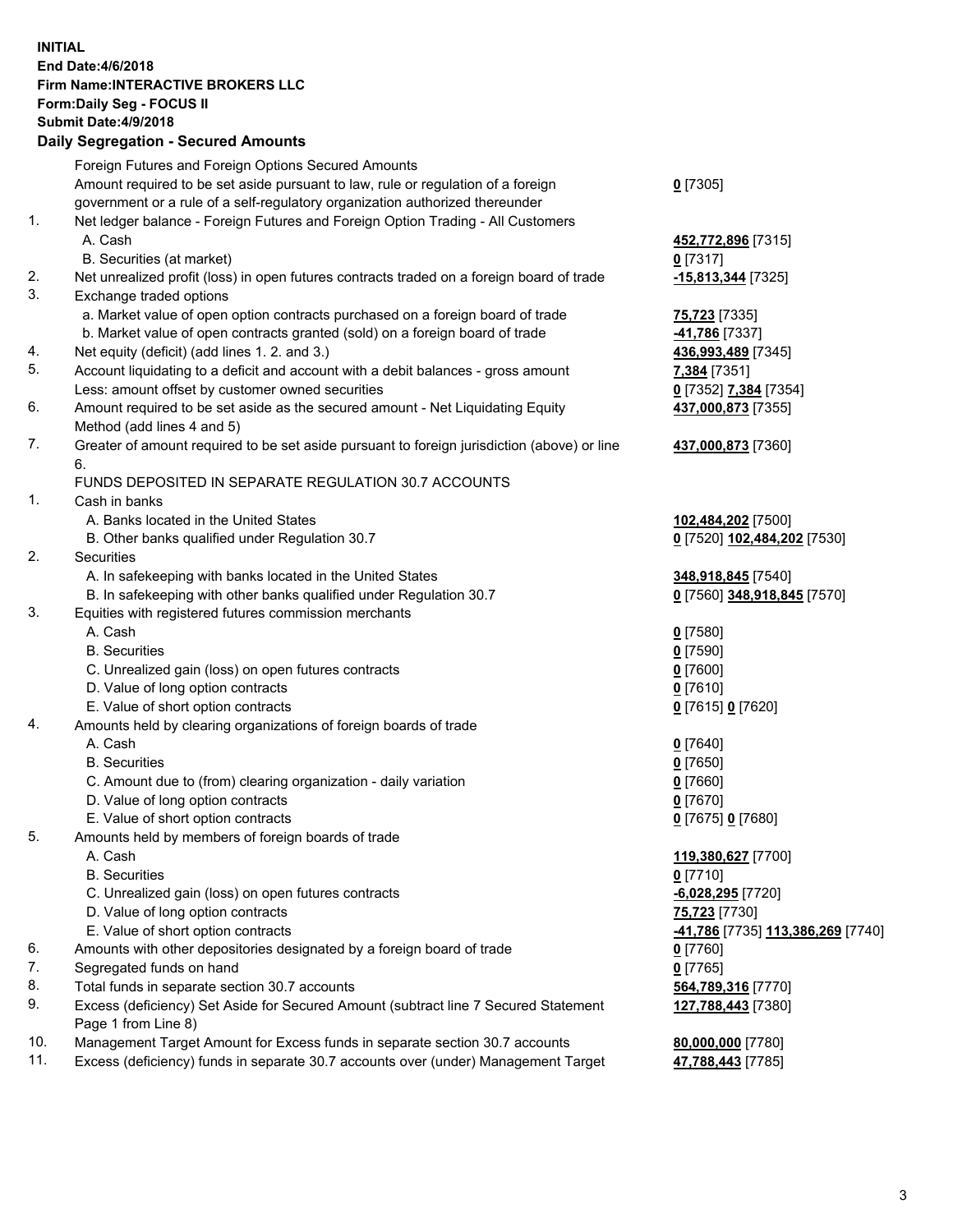**INITIAL**
**End Date:4/6/2018**
**Firm Name:INTERACTIVE BROKERS LLC**
**Form:Daily Seg - FOCUS II**
**Submit Date:4/9/2018**
**Daily Segregation - Secured Amounts**

| | | |
|---|---|---|
| | Foreign Futures and Foreign Options Secured Amounts | |
| | Amount required to be set aside pursuant to law, rule or regulation of a foreign government or a rule of a self-regulatory organization authorized thereunder | **0** [7305] |
| 1. | Net ledger balance - Foreign Futures and Foreign Option Trading - All Customers | |
| | A. Cash | **452,772,896** [7315] |
| | B. Securities (at market) | **0** [7317] |
| 2. | Net unrealized profit (loss) in open futures contracts traded on a foreign board of trade | **-15,813,344** [7325] |
| 3. | Exchange traded options | |
| | a. Market value of open option contracts purchased on a foreign board of trade | **75,723** [7335] |
| | b. Market value of open contracts granted (sold) on a foreign board of trade | **-41,786** [7337] |
| 4. | Net equity (deficit) (add lines 1. 2. and 3.) | **436,993,489** [7345] |
| 5. | Account liquidating to a deficit and account with a debit balances - gross amount | **7,384** [7351] |
| | Less: amount offset by customer owned securities | **0** [7352] **7,384** [7354] |
| 6. | Amount required to be set aside as the secured amount - Net Liquidating Equity Method (add lines 4 and 5) | **437,000,873** [7355] |
| 7. | Greater of amount required to be set aside pursuant to foreign jurisdiction (above) or line 6. | **437,000,873** [7360] |
| | FUNDS DEPOSITED IN SEPARATE REGULATION 30.7 ACCOUNTS | |
| 1. | Cash in banks | |
| | A. Banks located in the United States | **102,484,202** [7500] |
| | B. Other banks qualified under Regulation 30.7 | **0** [7520] **102,484,202** [7530] |
| 2. | Securities | |
| | A. In safekeeping with banks located in the United States | **348,918,845** [7540] |
| | B. In safekeeping with other banks qualified under Regulation 30.7 | **0** [7560] **348,918,845** [7570] |
| 3. | Equities with registered futures commission merchants | |
| | A. Cash | **0** [7580] |
| | B. Securities | **0** [7590] |
| | C. Unrealized gain (loss) on open futures contracts | **0** [7600] |
| | D. Value of long option contracts | **0** [7610] |
| | E. Value of short option contracts | **0** [7615] **0** [7620] |
| 4. | Amounts held by clearing organizations of foreign boards of trade | |
| | A. Cash | **0** [7640] |
| | B. Securities | **0** [7650] |
| | C. Amount due to (from) clearing organization - daily variation | **0** [7660] |
| | D. Value of long option contracts | **0** [7670] |
| | E. Value of short option contracts | **0** [7675] **0** [7680] |
| 5. | Amounts held by members of foreign boards of trade | |
| | A. Cash | **119,380,627** [7700] |
| | B. Securities | **0** [7710] |
| | C. Unrealized gain (loss) on open futures contracts | **-6,028,295** [7720] |
| | D. Value of long option contracts | **75,723** [7730] |
| | E. Value of short option contracts | **-41,786** [7735] **113,386,269** [7740] |
| 6. | Amounts with other depositories designated by a foreign board of trade | **0** [7760] |
| 7. | Segregated funds on hand | **0** [7765] |
| 8. | Total funds in separate section 30.7 accounts | **564,789,316** [7770] |
| 9. | Excess (deficiency) Set Aside for Secured Amount (subtract line 7 Secured Statement Page 1 from Line 8) | **127,788,443** [7380] |
| 10. | Management Target Amount for Excess funds in separate section 30.7 accounts | **80,000,000** [7780] |
| 11. | Excess (deficiency) funds in separate 30.7 accounts over (under) Management Target | **47,788,443** [7785] |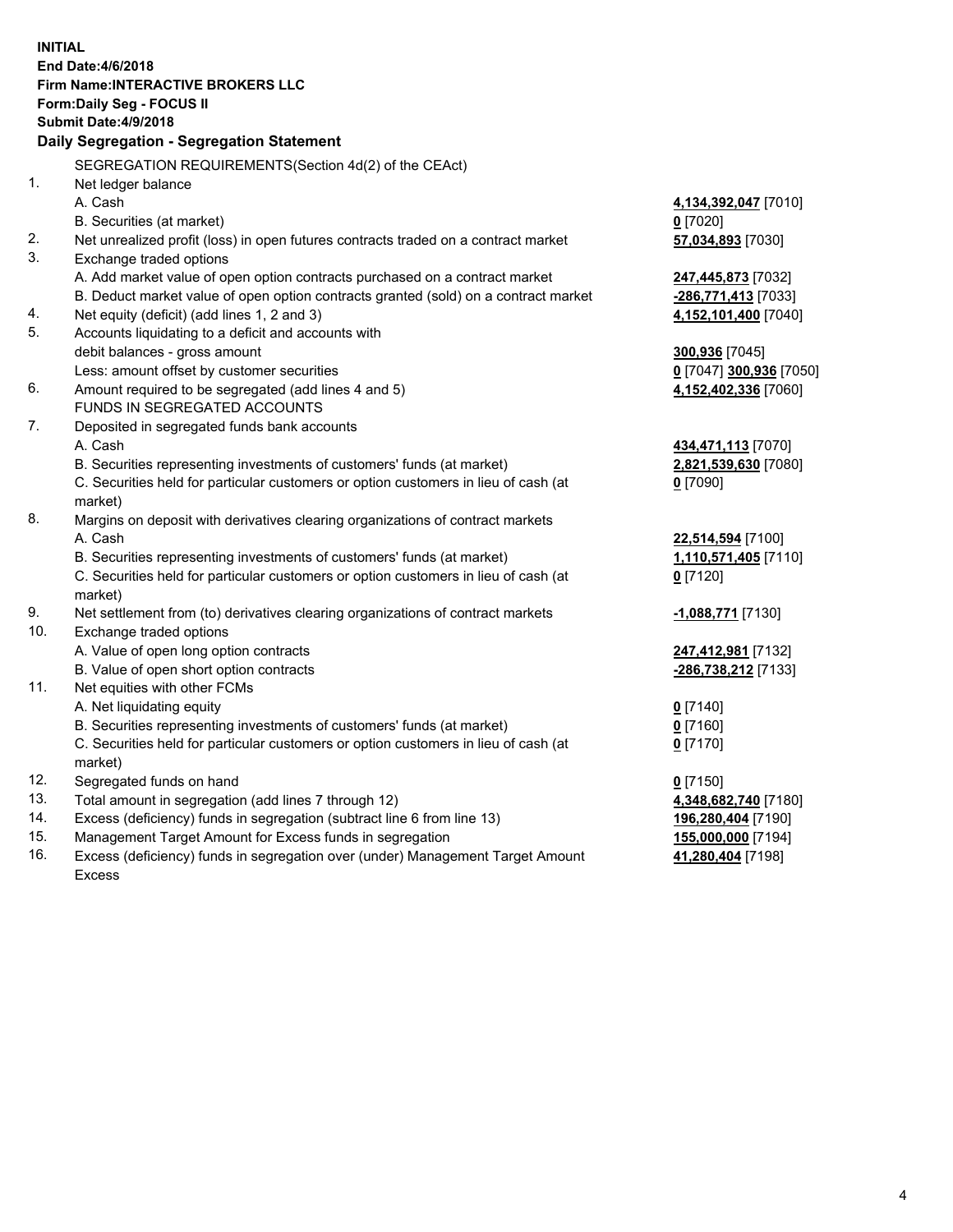**INITIAL**
**End Date:4/6/2018**
**Firm Name:INTERACTIVE BROKERS LLC**
**Form:Daily Seg - FOCUS II**
**Submit Date:4/9/2018**

## Daily Segregation - Segregation Statement

| | | |
|---|---|---|
| | SEGREGATION REQUIREMENTS(Section 4d(2) of the CEAct) | |
| 1. | Net ledger balance | |
| | A. Cash | **4,134,392,047** [7010] |
| | B. Securities (at market) | **0** [7020] |
| 2. | Net unrealized profit (loss) in open futures contracts traded on a contract market | **57,034,893** [7030] |
| 3. | Exchange traded options | |
| | A. Add market value of open option contracts purchased on a contract market | **247,445,873** [7032] |
| | B. Deduct market value of open option contracts granted (sold) on a contract market | **-286,771,413** [7033] |
| 4. | Net equity (deficit) (add lines 1, 2 and 3) | **4,152,101,400** [7040] |
| 5. | Accounts liquidating to a deficit and accounts with debit balances - gross amount | **300,936** [7045] |
| | Less: amount offset by customer securities | **0** [7047] **300,936** [7050] |
| 6. | Amount required to be segregated (add lines 4 and 5) | **4,152,402,336** [7060] |
| | FUNDS IN SEGREGATED ACCOUNTS | |
| 7. | Deposited in segregated funds bank accounts | |
| | A. Cash | **434,471,113** [7070] |
| | B. Securities representing investments of customers' funds (at market) | **2,821,539,630** [7080] |
| | C. Securities held for particular customers or option customers in lieu of cash (at market) | **0** [7090] |
| 8. | Margins on deposit with derivatives clearing organizations of contract markets | |
| | A. Cash | **22,514,594** [7100] |
| | B. Securities representing investments of customers' funds (at market) | **1,110,571,405** [7110] |
| | C. Securities held for particular customers or option customers in lieu of cash (at market) | **0** [7120] |
| 9. | Net settlement from (to) derivatives clearing organizations of contract markets | **-1,088,771** [7130] |
| 10. | Exchange traded options | |
| | A. Value of open long option contracts | **247,412,981** [7132] |
| | B. Value of open short option contracts | **-286,738,212** [7133] |
| 11. | Net equities with other FCMs | |
| | A. Net liquidating equity | **0** [7140] |
| | B. Securities representing investments of customers' funds (at market) | **0** [7160] |
| | C. Securities held for particular customers or option customers in lieu of cash (at market) | **0** [7170] |
| 12. | Segregated funds on hand | **0** [7150] |
| 13. | Total amount in segregation (add lines 7 through 12) | **4,348,682,740** [7180] |
| 14. | Excess (deficiency) funds in segregation (subtract line 6 from line 13) | **196,280,404** [7190] |
| 15. | Management Target Amount for Excess funds in segregation | **155,000,000** [7194] |
| 16. | Excess (deficiency) funds in segregation over (under) Management Target Amount Excess | **41,280,404** [7198] |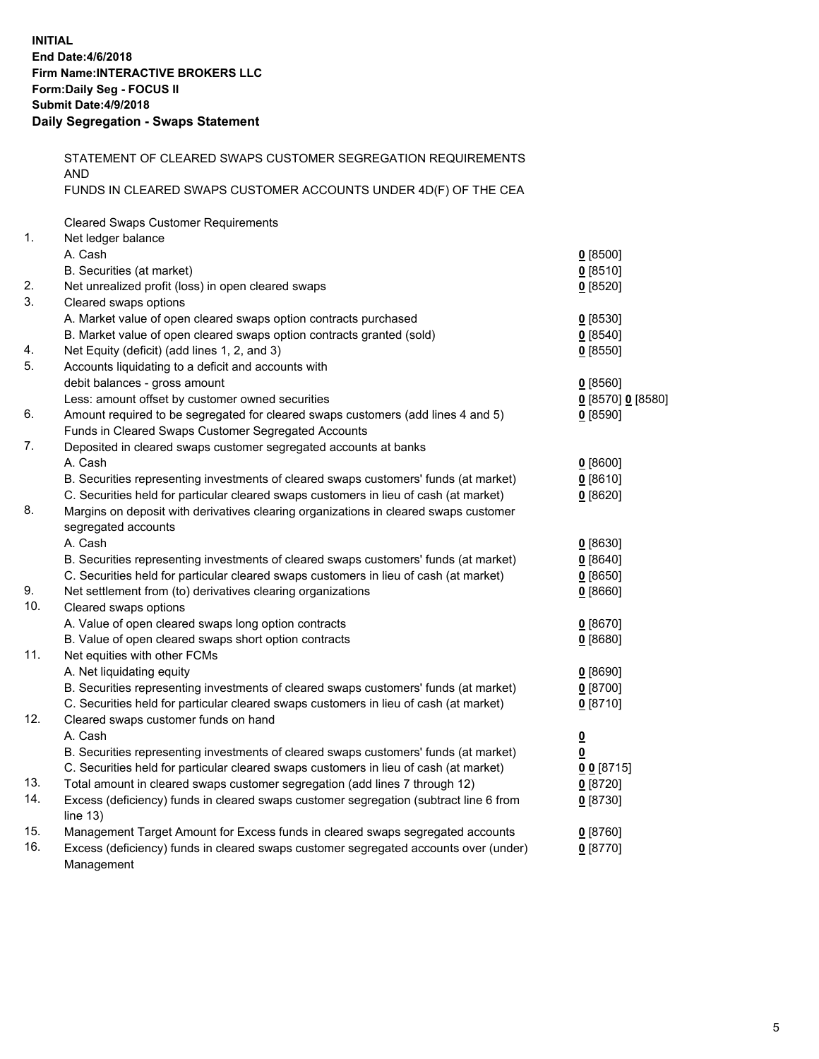**INITIAL**
**End Date:4/6/2018**
**Firm Name:INTERACTIVE BROKERS LLC**
**Form:Daily Seg - FOCUS II**
**Submit Date:4/9/2018**
**Daily Segregation - Swaps Statement**

STATEMENT OF CLEARED SWAPS CUSTOMER SEGREGATION REQUIREMENTS AND FUNDS IN CLEARED SWAPS CUSTOMER ACCOUNTS UNDER 4D(F) OF THE CEA

| | | |
|---|---|---|
| | Cleared Swaps Customer Requirements | |
| 1. | Net ledger balance | |
| | A. Cash | 0 [8500] |
| | B. Securities (at market) | 0 [8510] |
| 2. | Net unrealized profit (loss) in open cleared swaps | 0 [8520] |
| 3. | Cleared swaps options | |
| | A. Market value of open cleared swaps option contracts purchased | 0 [8530] |
| | B. Market value of open cleared swaps option contracts granted (sold) | 0 [8540] |
| 4. | Net Equity (deficit) (add lines 1, 2, and 3) | 0 [8550] |
| 5. | Accounts liquidating to a deficit and accounts with | |
| | debit balances - gross amount | 0 [8560] |
| | Less: amount offset by customer owned securities | 0 [8570] 0 [8580] |
| 6. | Amount required to be segregated for cleared swaps customers (add lines 4 and 5) | 0 [8590] |
| | Funds in Cleared Swaps Customer Segregated Accounts | |
| 7. | Deposited in cleared swaps customer segregated accounts at banks | |
| | A. Cash | 0 [8600] |
| | B. Securities representing investments of cleared swaps customers' funds (at market) | 0 [8610] |
| | C. Securities held for particular cleared swaps customers in lieu of cash (at market) | 0 [8620] |
| 8. | Margins on deposit with derivatives clearing organizations in cleared swaps customer segregated accounts | |
| | A. Cash | 0 [8630] |
| | B. Securities representing investments of cleared swaps customers' funds (at market) | 0 [8640] |
| | C. Securities held for particular cleared swaps customers in lieu of cash (at market) | 0 [8650] |
| 9. | Net settlement from (to) derivatives clearing organizations | 0 [8660] |
| 10. | Cleared swaps options | |
| | A. Value of open cleared swaps long option contracts | 0 [8670] |
| | B. Value of open cleared swaps short option contracts | 0 [8680] |
| 11. | Net equities with other FCMs | |
| | A. Net liquidating equity | 0 [8690] |
| | B. Securities representing investments of cleared swaps customers' funds (at market) | 0 [8700] |
| | C. Securities held for particular cleared swaps customers in lieu of cash (at market) | 0 [8710] |
| 12. | Cleared swaps customer funds on hand | |
| | A. Cash | 0 |
| | B. Securities representing investments of cleared swaps customers' funds (at market) | 0 |
| | C. Securities held for particular cleared swaps customers in lieu of cash (at market) | 0 0 [8715] |
| 13. | Total amount in cleared swaps customer segregation (add lines 7 through 12) | 0 [8720] |
| 14. | Excess (deficiency) funds in cleared swaps customer segregation (subtract line 6 from line 13) | 0 [8730] |
| 15. | Management Target Amount for Excess funds in cleared swaps segregated accounts | 0 [8760] |
| 16. | Excess (deficiency) funds in cleared swaps customer segregated accounts over (under) Management | 0 [8770] |